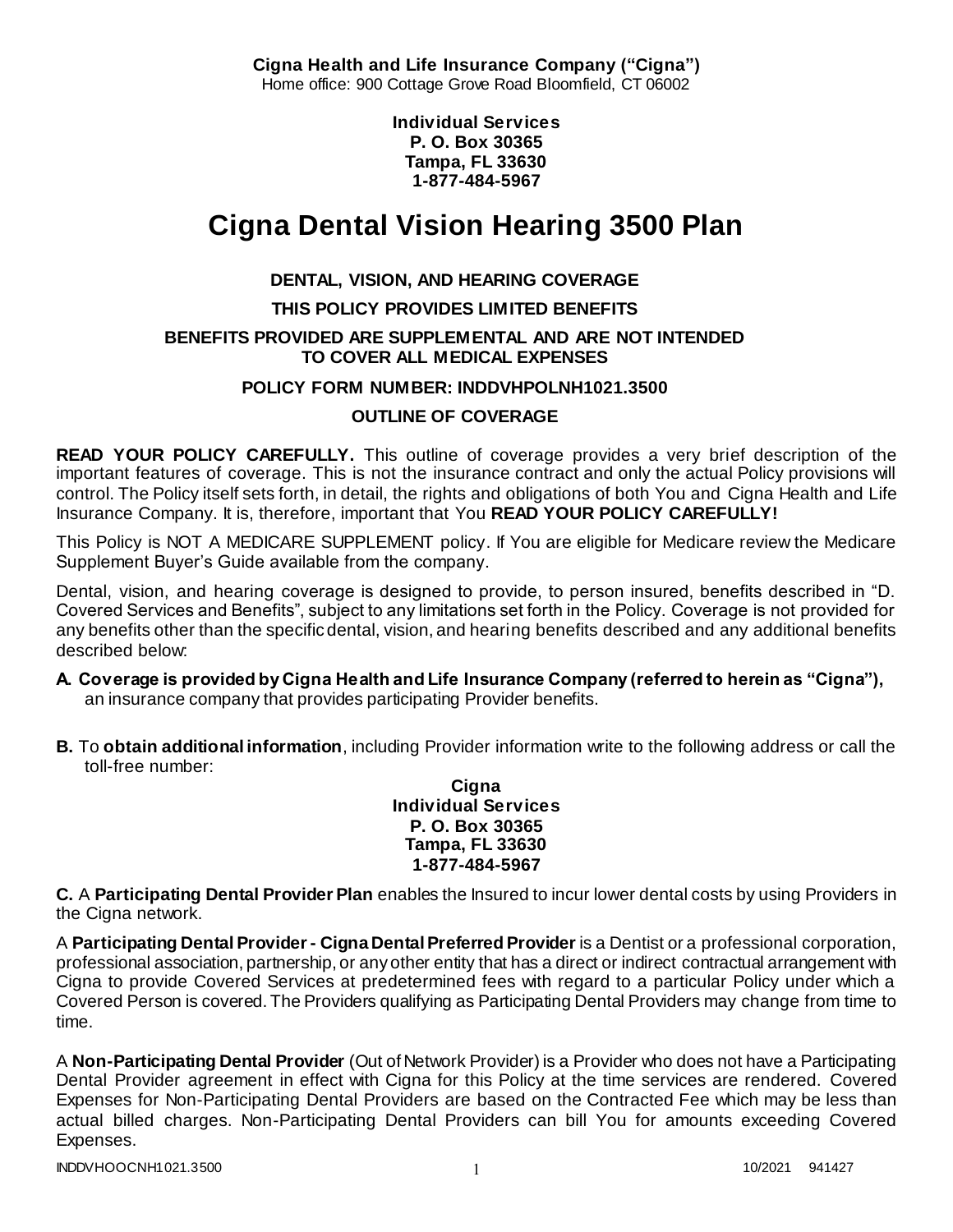**Cigna Health and Life Insurance Company ("Cigna")**
Home office: 900 Cottage Grove Road Bloomfield, CT 06002

**Individual Services**
**P. O. Box 30365**
**Tampa, FL 33630**
**1-877-484-5967**

# Cigna Dental Vision Hearing 3500 Plan

**DENTAL, VISION, AND HEARING COVERAGE**

**THIS POLICY PROVIDES LIMITED BENEFITS**

**BENEFITS PROVIDED ARE SUPPLEMENTAL AND ARE NOT INTENDED TO COVER ALL MEDICAL EXPENSES**

**POLICY FORM NUMBER: INDDVHPOLNH1021.3500**

**OUTLINE OF COVERAGE**

**READ YOUR POLICY CAREFULLY.** This outline of coverage provides a very brief description of the important features of coverage. This is not the insurance contract and only the actual Policy provisions will control. The Policy itself sets forth, in detail, the rights and obligations of both You and Cigna Health and Life Insurance Company. It is, therefore, important that You **READ YOUR POLICY CAREFULLY!**

This Policy is NOT A MEDICARE SUPPLEMENT policy. If You are eligible for Medicare review the Medicare Supplement Buyer's Guide available from the company.

Dental, vision, and hearing coverage is designed to provide, to person insured, benefits described in "D. Covered Services and Benefits", subject to any limitations set forth in the Policy. Coverage is not provided for any benefits other than the specific dental, vision, and hearing benefits described and any additional benefits described below:

**A. Coverage is provided by Cigna Health and Life Insurance Company (referred to herein as "Cigna"),** an insurance company that provides participating Provider benefits.

**B.** To **obtain additional information**, including Provider information write to the following address or call the toll-free number:

**Cigna**
**Individual Services**
**P. O. Box 30365**
**Tampa, FL 33630**
**1-877-484-5967**

**C.** A **Participating Dental Provider Plan** enables the Insured to incur lower dental costs by using Providers in the Cigna network.

A **Participating Dental Provider - Cigna Dental Preferred Provider** is a Dentist or a professional corporation, professional association, partnership, or any other entity that has a direct or indirect contractual arrangement with Cigna to provide Covered Services at predetermined fees with regard to a particular Policy under which a Covered Person is covered. The Providers qualifying as Participating Dental Providers may change from time to time.

A **Non-Participating Dental Provider** (Out of Network Provider) is a Provider who does not have a Participating Dental Provider agreement in effect with Cigna for this Policy at the time services are rendered. Covered Expenses for Non-Participating Dental Providers are based on the Contracted Fee which may be less than actual billed charges. Non-Participating Dental Providers can bill You for amounts exceeding Covered Expenses.

INDDVHOOCNH1021.3500 10/2021 941427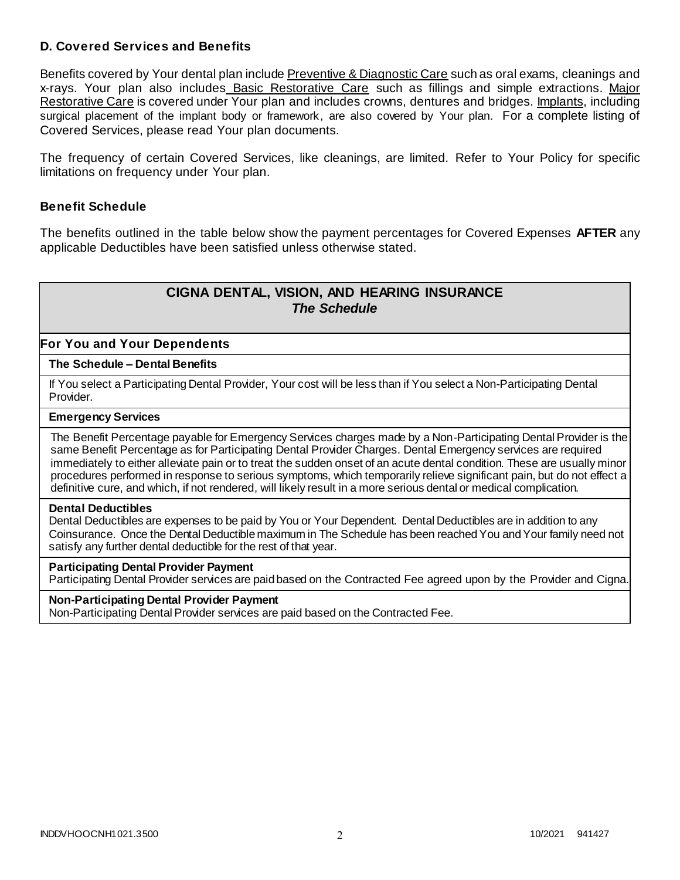### D. Covered Services and Benefits

Benefits covered by Your dental plan include Preventive & Diagnostic Care such as oral exams, cleanings and x-rays. Your plan also includes Basic Restorative Care such as fillings and simple extractions. Major Restorative Care is covered under Your plan and includes crowns, dentures and bridges. Implants, including surgical placement of the implant body or framework, are also covered by Your plan. For a complete listing of Covered Services, please read Your plan documents.

The frequency of certain Covered Services, like cleanings, are limited. Refer to Your Policy for specific limitations on frequency under Your plan.

### Benefit Schedule

The benefits outlined in the table below show the payment percentages for Covered Expenses **AFTER** any applicable Deductibles have been satisfied unless otherwise stated.

| **CIGNA DENTAL, VISION, AND HEARING INSURANCE** *The Schedule* |
|---|
| **For You and Your Dependents** |
| **The Schedule – Dental Benefits** |
| If You select a Participating Dental Provider, Your cost will be less than if You select a Non-Participating Dental Provider. |
| **Emergency Services** |
| The Benefit Percentage payable for Emergency Services charges made by a Non-Participating Dental Provider is the same Benefit Percentage as for Participating Dental Provider Charges. Dental Emergency services are required immediately to either alleviate pain or to treat the sudden onset of an acute dental condition. These are usually minor procedures performed in response to serious symptoms, which temporarily relieve significant pain, but do not effect a definitive cure, and which, if not rendered, will likely result in a more serious dental or medical complication. |
| **Dental Deductibles**<br>Dental Deductibles are expenses to be paid by You or Your Dependent. Dental Deductibles are in addition to any Coinsurance. Once the Dental Deductible maximum in The Schedule has been reached You and Your family need not satisfy any further dental deductible for the rest of that year. |
| **Participating Dental Provider Payment**<br>Participating Dental Provider services are paid based on the Contracted Fee agreed upon by the Provider and Cigna. |
| **Non-Participating Dental Provider Payment**<br>Non-Participating Dental Provider services are paid based on the Contracted Fee. |

INDDVHOOCNH1021.3500 10/2021 941427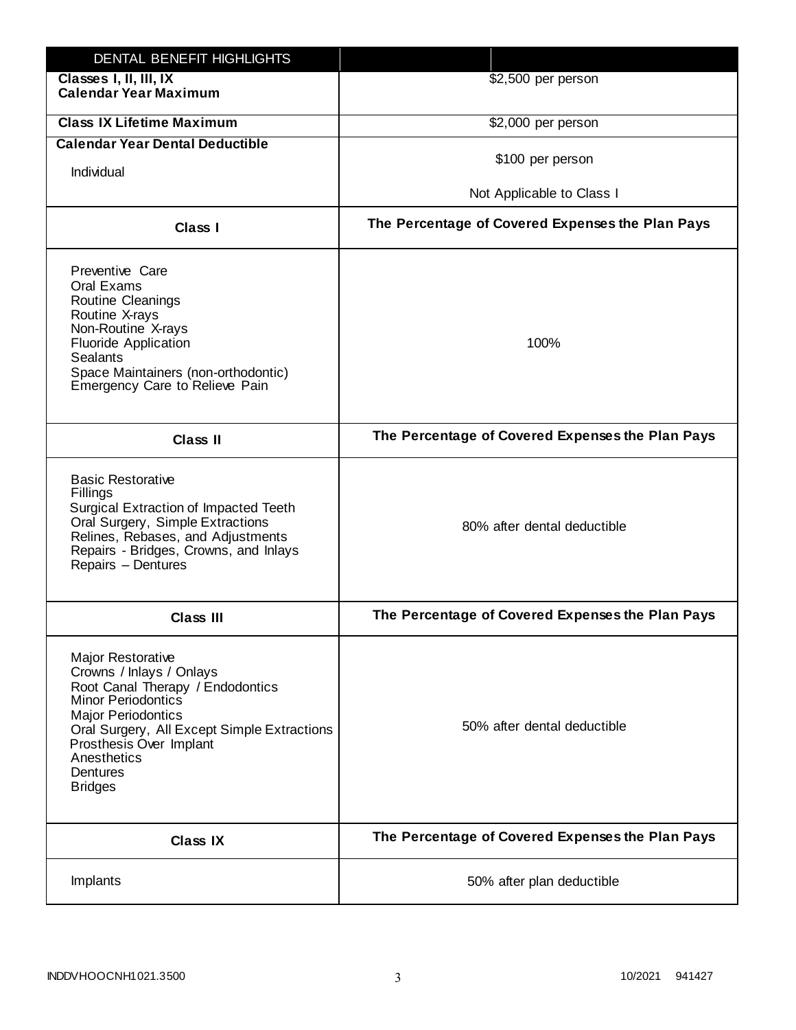| DENTAL BENEFIT HIGHLIGHTS | |
|---|---|
| **Classes I, II, III, IX Calendar Year Maximum** | $2,500 per person |
| **Class IX Lifetime Maximum** | $2,000 per person |
| **Calendar Year Dental Deductible**<br>Individual | $100 per person<br>Not Applicable to Class I |
| **Class I** | **The Percentage of Covered Expenses the Plan Pays** |
| Preventive Care<br>Oral Exams<br>Routine Cleanings<br>Routine X-rays<br>Non-Routine X-rays<br>Fluoride Application<br>Sealants<br>Space Maintainers (non-orthodontic)<br>Emergency Care to Relieve Pain | 100% |
| **Class II** | **The Percentage of Covered Expenses the Plan Pays** |
| Basic Restorative<br>Fillings<br>Surgical Extraction of Impacted Teeth<br>Oral Surgery, Simple Extractions<br>Relines, Rebases, and Adjustments<br>Repairs - Bridges, Crowns, and Inlays<br>Repairs – Dentures | 80% after dental deductible |
| **Class III** | **The Percentage of Covered Expenses the Plan Pays** |
| Major Restorative<br>Crowns / Inlays / Onlays<br>Root Canal Therapy / Endodontics<br>Minor Periodontics<br>Major Periodontics<br>Oral Surgery, All Except Simple Extractions<br>Prosthesis Over Implant<br>Anesthetics<br>Dentures<br>Bridges | 50% after dental deductible |
| **Class IX** | **The Percentage of Covered Expenses the Plan Pays** |
| Implants | 50% after plan deductible |

INDDVHOOCNH1021.3500 10/2021 941427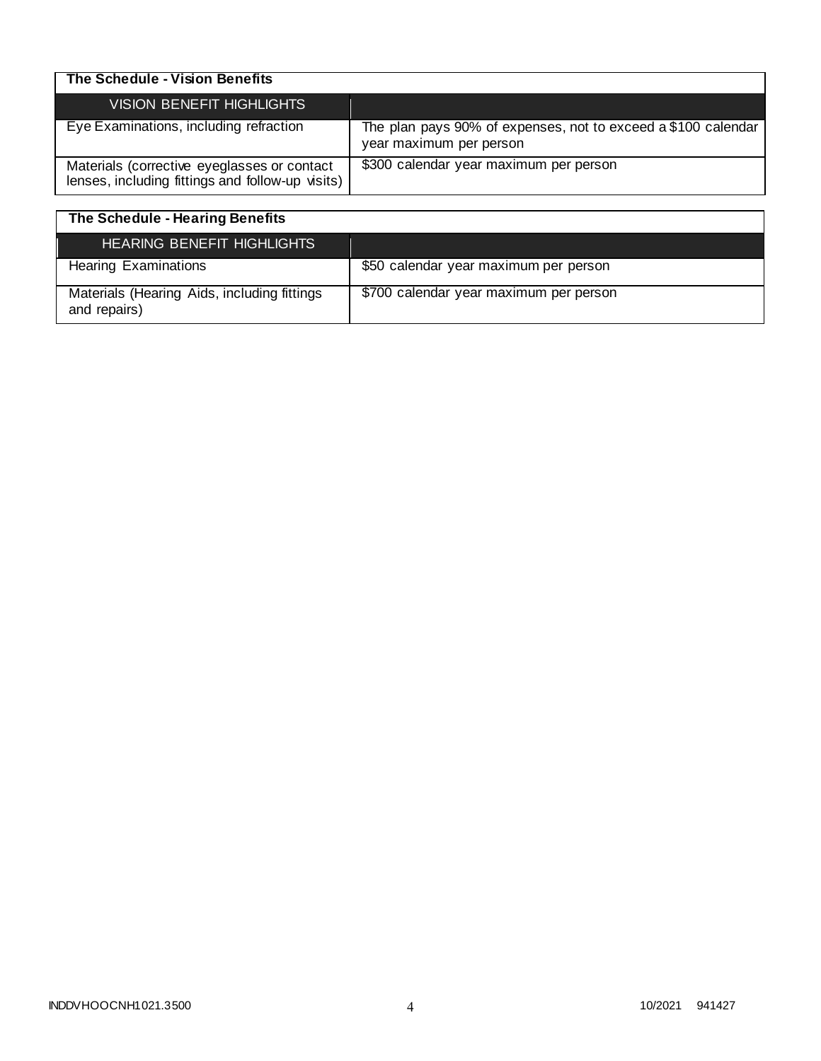| The Schedule - Vision Benefits | |
|---|---|
| VISION BENEFIT HIGHLIGHTS | |
| Eye Examinations, including refraction | The plan pays 90% of expenses, not to exceed a $100 calendar year maximum per person |
| Materials (corrective eyeglasses or contact lenses, including fittings and follow-up visits) | $300 calendar year maximum per person |

| The Schedule - Hearing Benefits | |
|---|---|
| HEARING BENEFIT HIGHLIGHTS | |
| Hearing Examinations | $50 calendar year maximum per person |
| Materials (Hearing Aids, including fittings and repairs) | $700 calendar year maximum per person |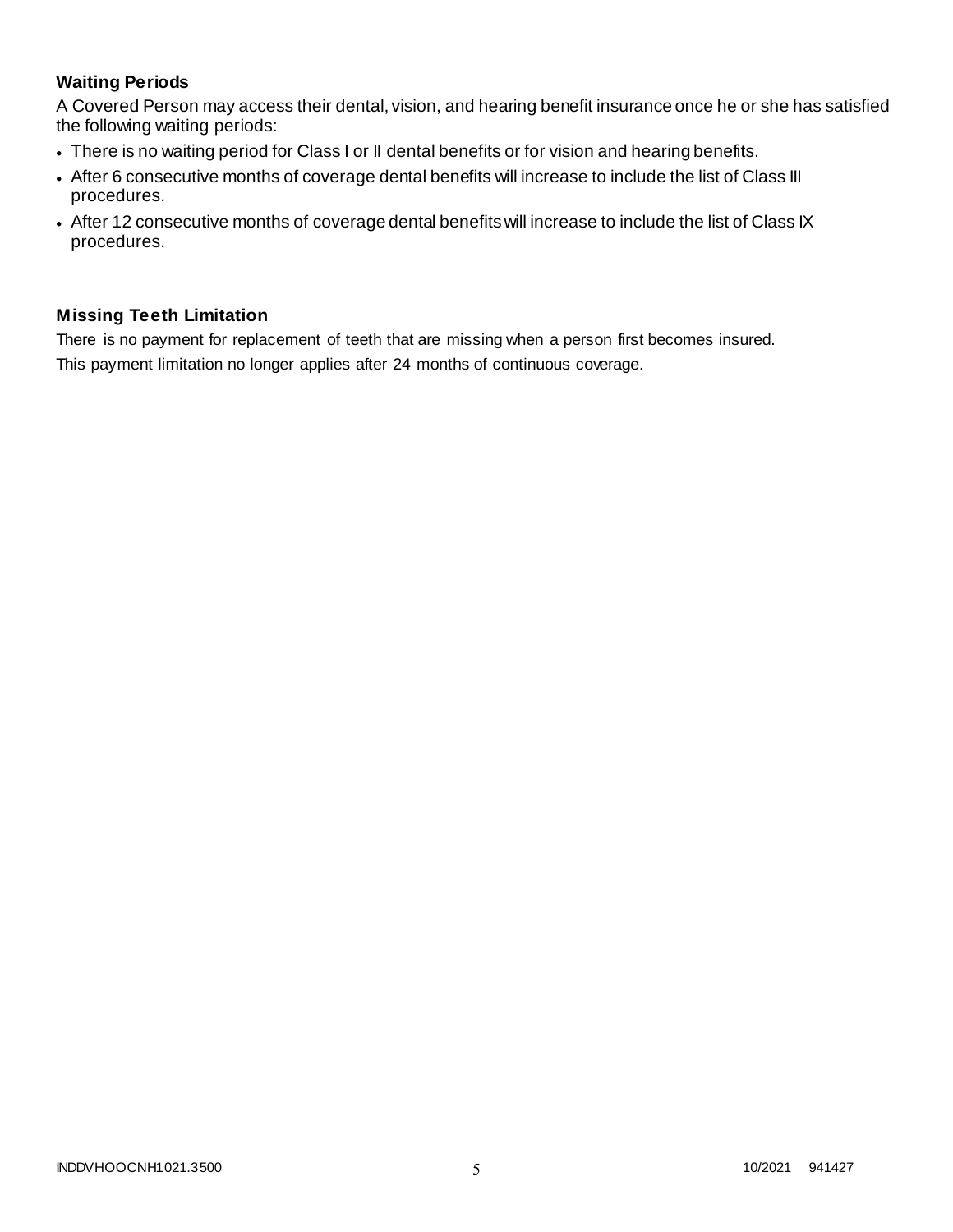## Waiting Periods

A Covered Person may access their dental, vision, and hearing benefit insurance once he or she has satisfied the following waiting periods:

- There is no waiting period for Class I or II dental benefits or for vision and hearing benefits.
- After 6 consecutive months of coverage dental benefits will increase to include the list of Class III procedures.
- After 12 consecutive months of coverage dental benefits will increase to include the list of Class IX procedures.

## Missing Teeth Limitation

There is no payment for replacement of teeth that are missing when a person first becomes insured.

This payment limitation no longer applies after 24 months of continuous coverage.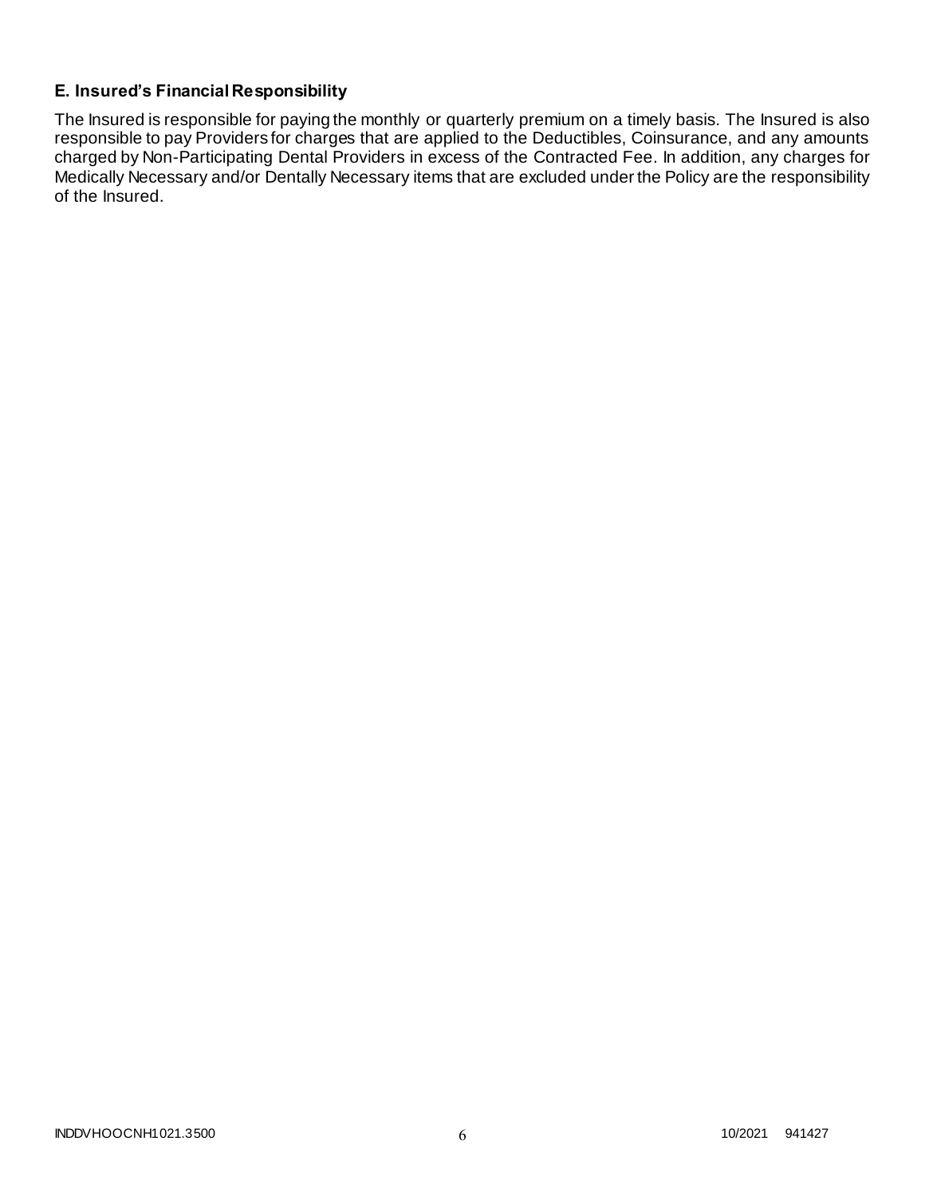### E. Insured's Financial Responsibility

The Insured is responsible for paying the monthly or quarterly premium on a timely basis. The Insured is also responsible to pay Providers for charges that are applied to the Deductibles, Coinsurance, and any amounts charged by Non-Participating Dental Providers in excess of the Contracted Fee. In addition, any charges for Medically Necessary and/or Dentally Necessary items that are excluded under the Policy are the responsibility of the Insured.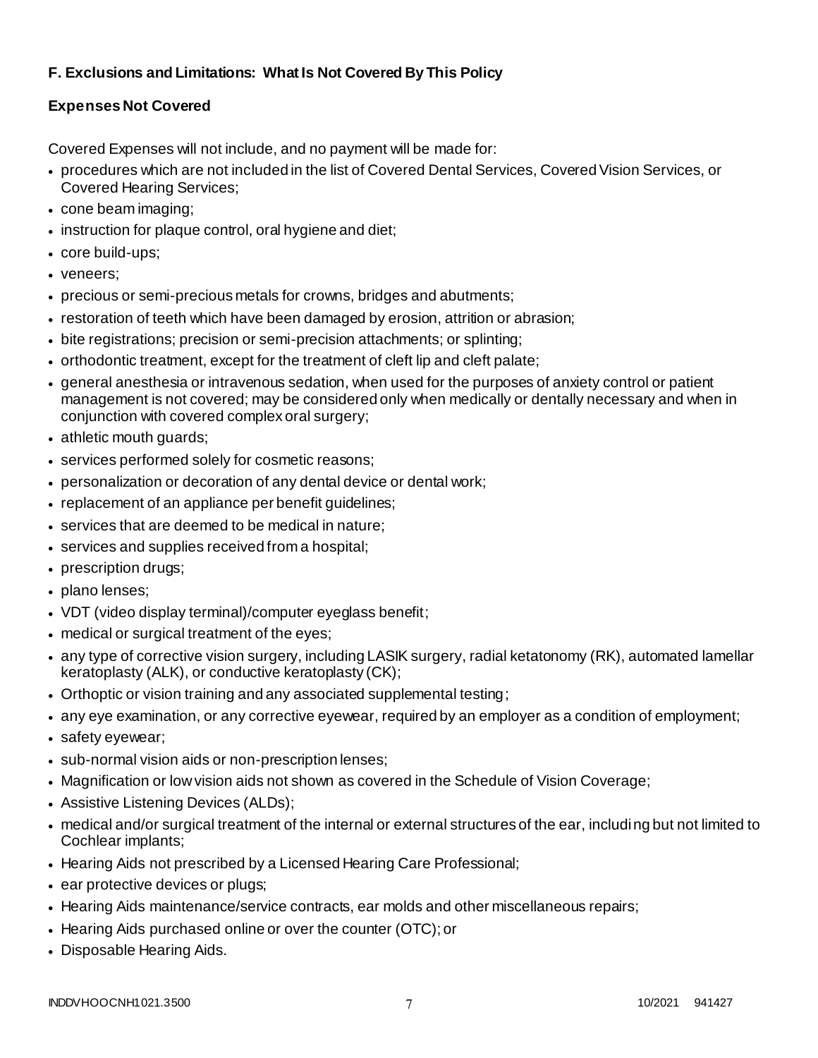## F. Exclusions and Limitations: What Is Not Covered By This Policy

### Expenses Not Covered

Covered Expenses will not include, and no payment will be made for:

- procedures which are not included in the list of Covered Dental Services, Covered Vision Services, or Covered Hearing Services;
- cone beam imaging;
- instruction for plaque control, oral hygiene and diet;
- core build-ups;
- veneers;
- precious or semi-precious metals for crowns, bridges and abutments;
- restoration of teeth which have been damaged by erosion, attrition or abrasion;
- bite registrations; precision or semi-precision attachments; or splinting;
- orthodontic treatment, except for the treatment of cleft lip and cleft palate;
- general anesthesia or intravenous sedation, when used for the purposes of anxiety control or patient management is not covered; may be considered only when medically or dentally necessary and when in conjunction with covered complex oral surgery;
- athletic mouth guards;
- services performed solely for cosmetic reasons;
- personalization or decoration of any dental device or dental work;
- replacement of an appliance per benefit guidelines;
- services that are deemed to be medical in nature;
- services and supplies received from a hospital;
- prescription drugs;
- plano lenses;
- VDT (video display terminal)/computer eyeglass benefit;
- medical or surgical treatment of the eyes;
- any type of corrective vision surgery, including LASIK surgery, radial ketatonomy (RK), automated lamellar keratoplasty (ALK), or conductive keratoplasty (CK);
- Orthoptic or vision training and any associated supplemental testing;
- any eye examination, or any corrective eyewear, required by an employer as a condition of employment;
- safety eyewear;
- sub-normal vision aids or non-prescription lenses;
- Magnification or low vision aids not shown as covered in the Schedule of Vision Coverage;
- Assistive Listening Devices (ALDs);
- medical and/or surgical treatment of the internal or external structures of the ear, including but not limited to Cochlear implants;
- Hearing Aids not prescribed by a Licensed Hearing Care Professional;
- ear protective devices or plugs;
- Hearing Aids maintenance/service contracts, ear molds and other miscellaneous repairs;
- Hearing Aids purchased online or over the counter (OTC); or
- Disposable Hearing Aids.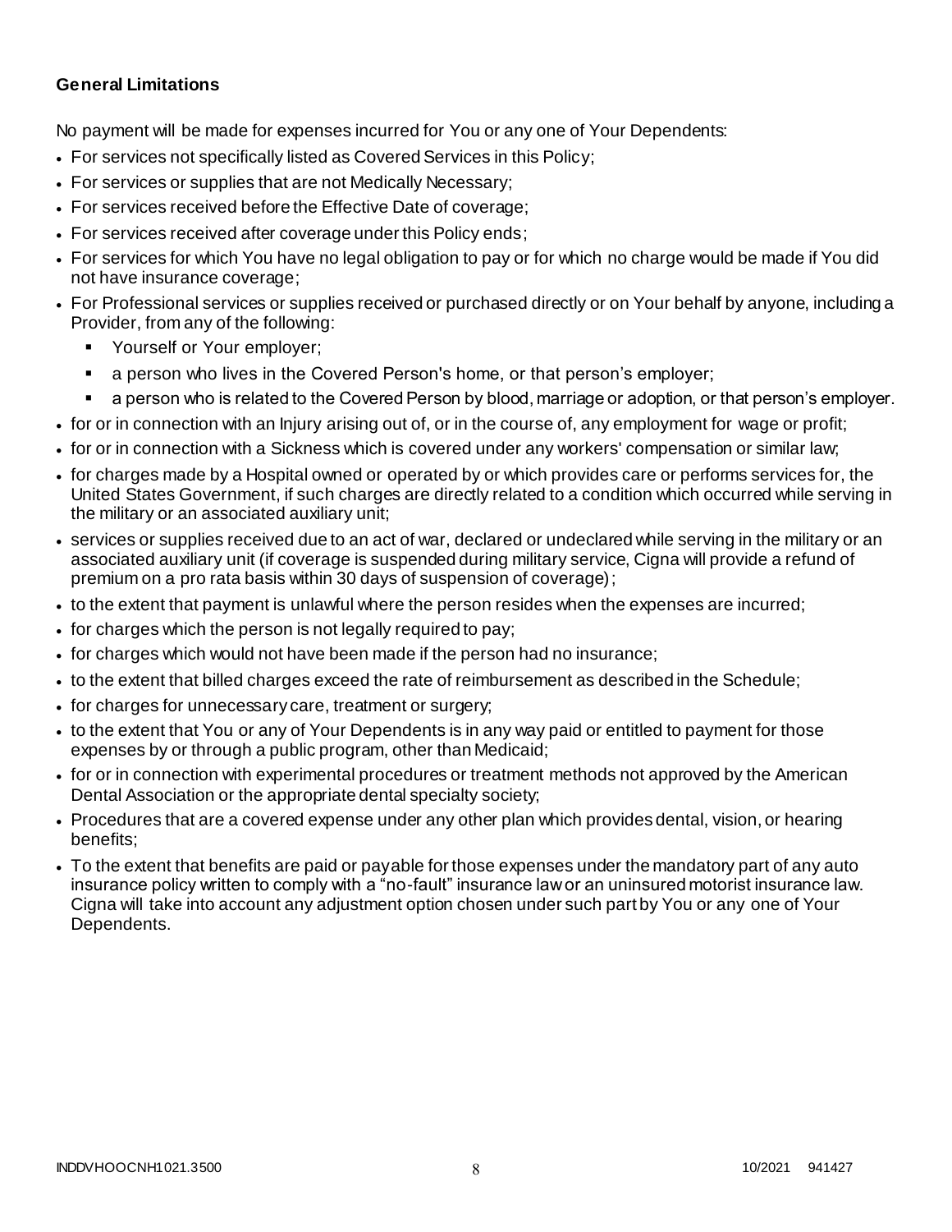**General Limitations**

No payment will be made for expenses incurred for You or any one of Your Dependents:

- For services not specifically listed as Covered Services in this Policy;
- For services or supplies that are not Medically Necessary;
- For services received before the Effective Date of coverage;
- For services received after coverage under this Policy ends;
- For services for which You have no legal obligation to pay or for which no charge would be made if You did not have insurance coverage;
- For Professional services or supplies received or purchased directly or on Your behalf by anyone, including a Provider, from any of the following:
  - Yourself or Your employer;
  - a person who lives in the Covered Person's home, or that person's employer;
  - a person who is related to the Covered Person by blood, marriage or adoption, or that person's employer.
- for or in connection with an Injury arising out of, or in the course of, any employment for wage or profit;
- for or in connection with a Sickness which is covered under any workers' compensation or similar law;
- for charges made by a Hospital owned or operated by or which provides care or performs services for, the United States Government, if such charges are directly related to a condition which occurred while serving in the military or an associated auxiliary unit;
- services or supplies received due to an act of war, declared or undeclared while serving in the military or an associated auxiliary unit (if coverage is suspended during military service, Cigna will provide a refund of premium on a pro rata basis within 30 days of suspension of coverage);
- to the extent that payment is unlawful where the person resides when the expenses are incurred;
- for charges which the person is not legally required to pay;
- for charges which would not have been made if the person had no insurance;
- to the extent that billed charges exceed the rate of reimbursement as described in the Schedule;
- for charges for unnecessary care, treatment or surgery;
- to the extent that You or any of Your Dependents is in any way paid or entitled to payment for those expenses by or through a public program, other than Medicaid;
- for or in connection with experimental procedures or treatment methods not approved by the American Dental Association or the appropriate dental specialty society;
- Procedures that are a covered expense under any other plan which provides dental, vision, or hearing benefits;
- To the extent that benefits are paid or payable for those expenses under the mandatory part of any auto insurance policy written to comply with a "no-fault" insurance law or an uninsured motorist insurance law. Cigna will take into account any adjustment option chosen under such part by You or any one of Your Dependents.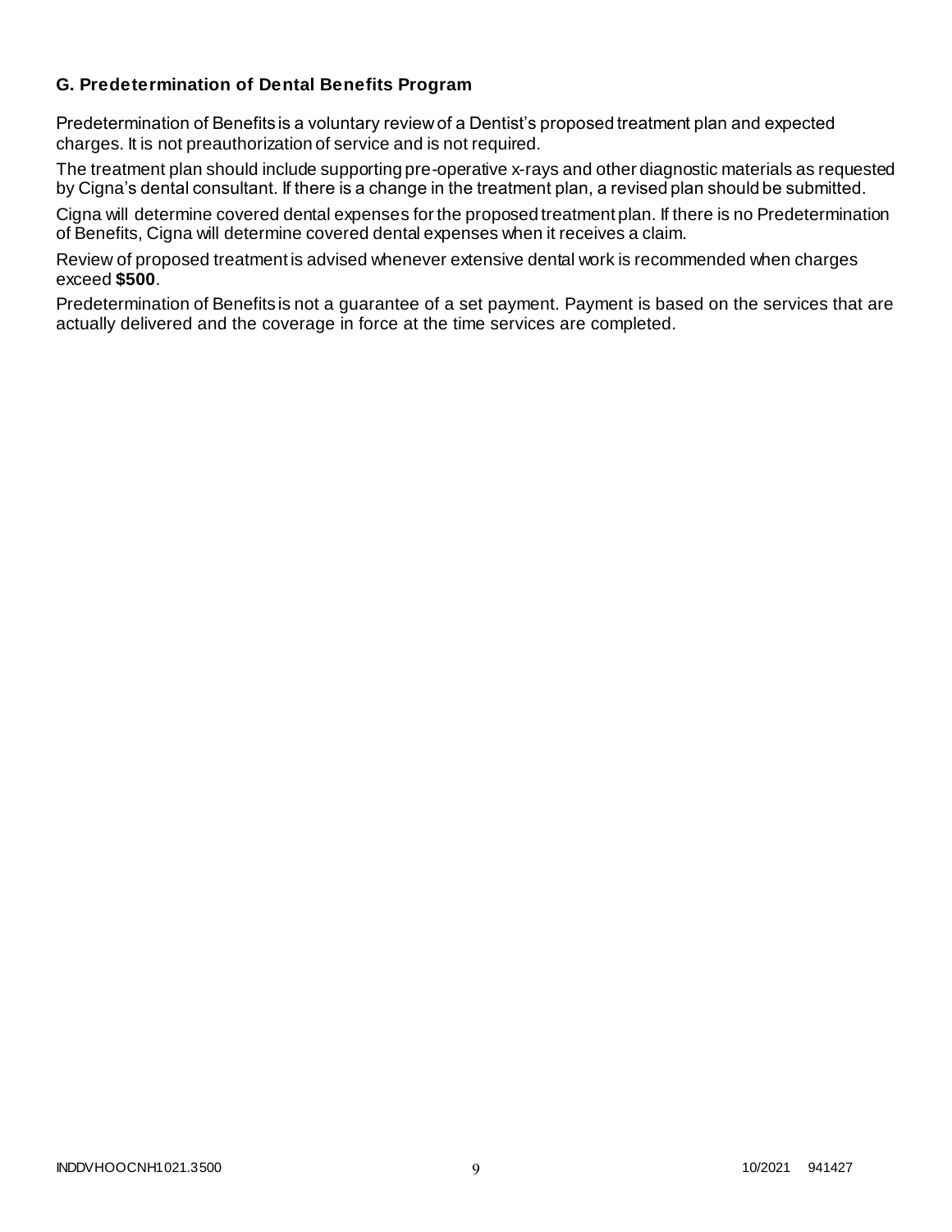### G. Predetermination of Dental Benefits Program

Predetermination of Benefits is a voluntary review of a Dentist's proposed treatment plan and expected charges. It is not preauthorization of service and is not required.

The treatment plan should include supporting pre-operative x-rays and other diagnostic materials as requested by Cigna's dental consultant. If there is a change in the treatment plan, a revised plan should be submitted.

Cigna will determine covered dental expenses for the proposed treatment plan. If there is no Predetermination of Benefits, Cigna will determine covered dental expenses when it receives a claim.

Review of proposed treatment is advised whenever extensive dental work is recommended when charges exceed **$500**.

Predetermination of Benefits is not a guarantee of a set payment. Payment is based on the services that are actually delivered and the coverage in force at the time services are completed.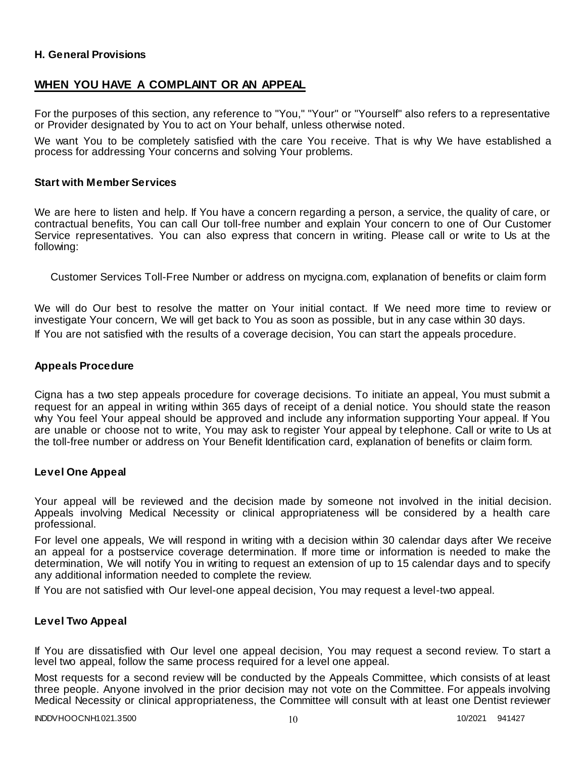### H. General Provisions

## WHEN YOU HAVE A COMPLAINT OR AN APPEAL

For the purposes of this section, any reference to "You," "Your" or "Yourself" also refers to a representative or Provider designated by You to act on Your behalf, unless otherwise noted.

We want You to be completely satisfied with the care You receive. That is why We have established a process for addressing Your concerns and solving Your problems.

### Start with Member Services

We are here to listen and help. If You have a concern regarding a person, a service, the quality of care, or contractual benefits, You can call Our toll-free number and explain Your concern to one of Our Customer Service representatives. You can also express that concern in writing. Please call or write to Us at the following:

Customer Services Toll-Free Number or address on mycigna.com, explanation of benefits or claim form

We will do Our best to resolve the matter on Your initial contact. If We need more time to review or investigate Your concern, We will get back to You as soon as possible, but in any case within 30 days.

If You are not satisfied with the results of a coverage decision, You can start the appeals procedure.

### Appeals Procedure

Cigna has a two step appeals procedure for coverage decisions. To initiate an appeal, You must submit a request for an appeal in writing within 365 days of receipt of a denial notice. You should state the reason why You feel Your appeal should be approved and include any information supporting Your appeal. If You are unable or choose not to write, You may ask to register Your appeal by telephone. Call or write to Us at the toll-free number or address on Your Benefit Identification card, explanation of benefits or claim form.

### Level One Appeal

Your appeal will be reviewed and the decision made by someone not involved in the initial decision. Appeals involving Medical Necessity or clinical appropriateness will be considered by a health care professional.

For level one appeals, We will respond in writing with a decision within 30 calendar days after We receive an appeal for a postservice coverage determination. If more time or information is needed to make the determination, We will notify You in writing to request an extension of up to 15 calendar days and to specify any additional information needed to complete the review.

If You are not satisfied with Our level-one appeal decision, You may request a level-two appeal.

### Level Two Appeal

If You are dissatisfied with Our level one appeal decision, You may request a second review. To start a level two appeal, follow the same process required for a level one appeal.

Most requests for a second review will be conducted by the Appeals Committee, which consists of at least three people. Anyone involved in the prior decision may not vote on the Committee. For appeals involving Medical Necessity or clinical appropriateness, the Committee will consult with at least one Dentist reviewer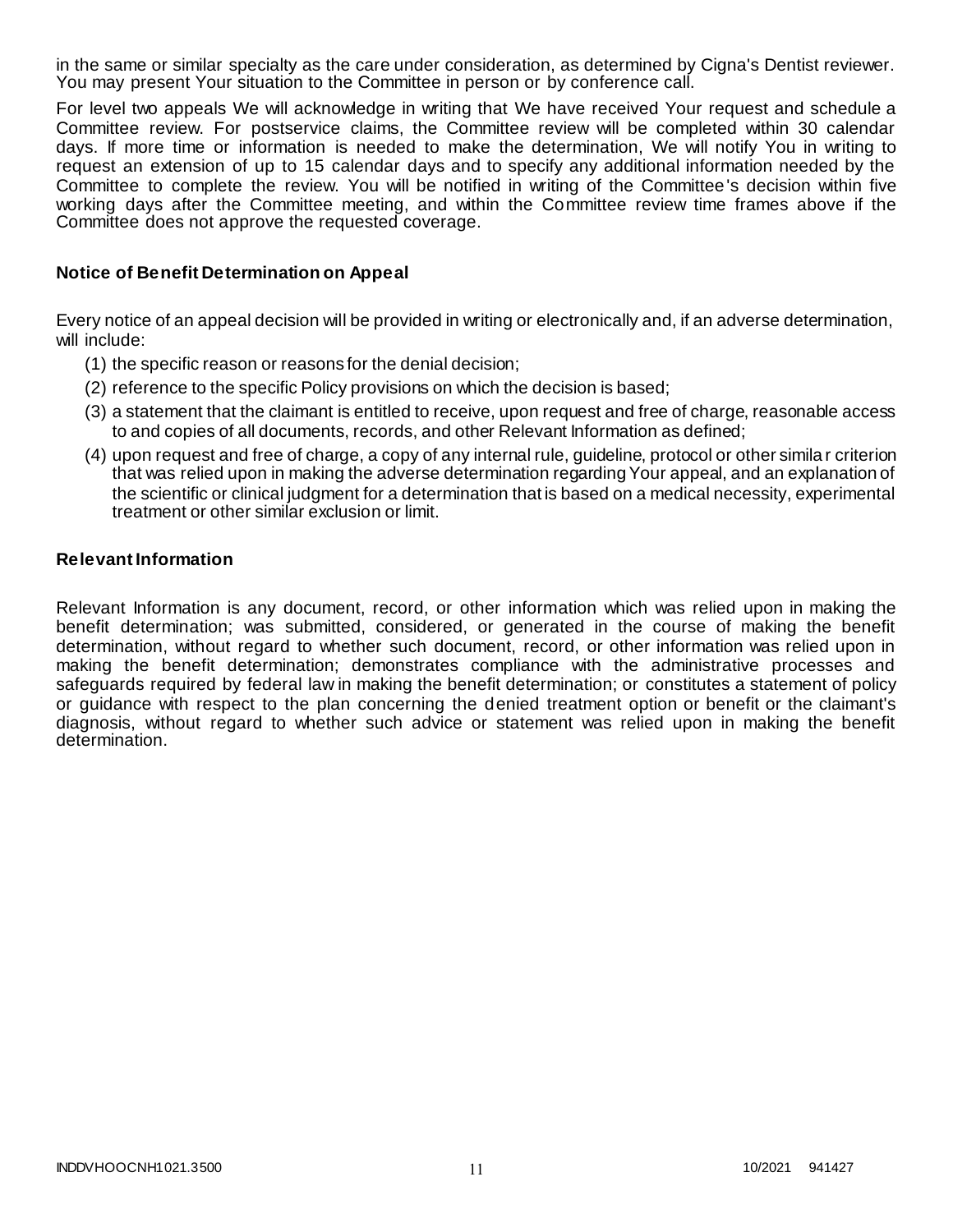in the same or similar specialty as the care under consideration, as determined by Cigna's Dentist reviewer. You may present Your situation to the Committee in person or by conference call.

For level two appeals We will acknowledge in writing that We have received Your request and schedule a Committee review. For postservice claims, the Committee review will be completed within 30 calendar days. If more time or information is needed to make the determination, We will notify You in writing to request an extension of up to 15 calendar days and to specify any additional information needed by the Committee to complete the review. You will be notified in writing of the Committee's decision within five working days after the Committee meeting, and within the Committee review time frames above if the Committee does not approve the requested coverage.

### Notice of Benefit Determination on Appeal

Every notice of an appeal decision will be provided in writing or electronically and, if an adverse determination, will include:

(1) the specific reason or reasons for the denial decision;

(2) reference to the specific Policy provisions on which the decision is based;

(3) a statement that the claimant is entitled to receive, upon request and free of charge, reasonable access to and copies of all documents, records, and other Relevant Information as defined;

(4) upon request and free of charge, a copy of any internal rule, guideline, protocol or other similar criterion that was relied upon in making the adverse determination regarding Your appeal, and an explanation of the scientific or clinical judgment for a determination that is based on a medical necessity, experimental treatment or other similar exclusion or limit.

### Relevant Information

Relevant Information is any document, record, or other information which was relied upon in making the benefit determination; was submitted, considered, or generated in the course of making the benefit determination, without regard to whether such document, record, or other information was relied upon in making the benefit determination; demonstrates compliance with the administrative processes and safeguards required by federal law in making the benefit determination; or constitutes a statement of policy or guidance with respect to the plan concerning the denied treatment option or benefit or the claimant's diagnosis, without regard to whether such advice or statement was relied upon in making the benefit determination.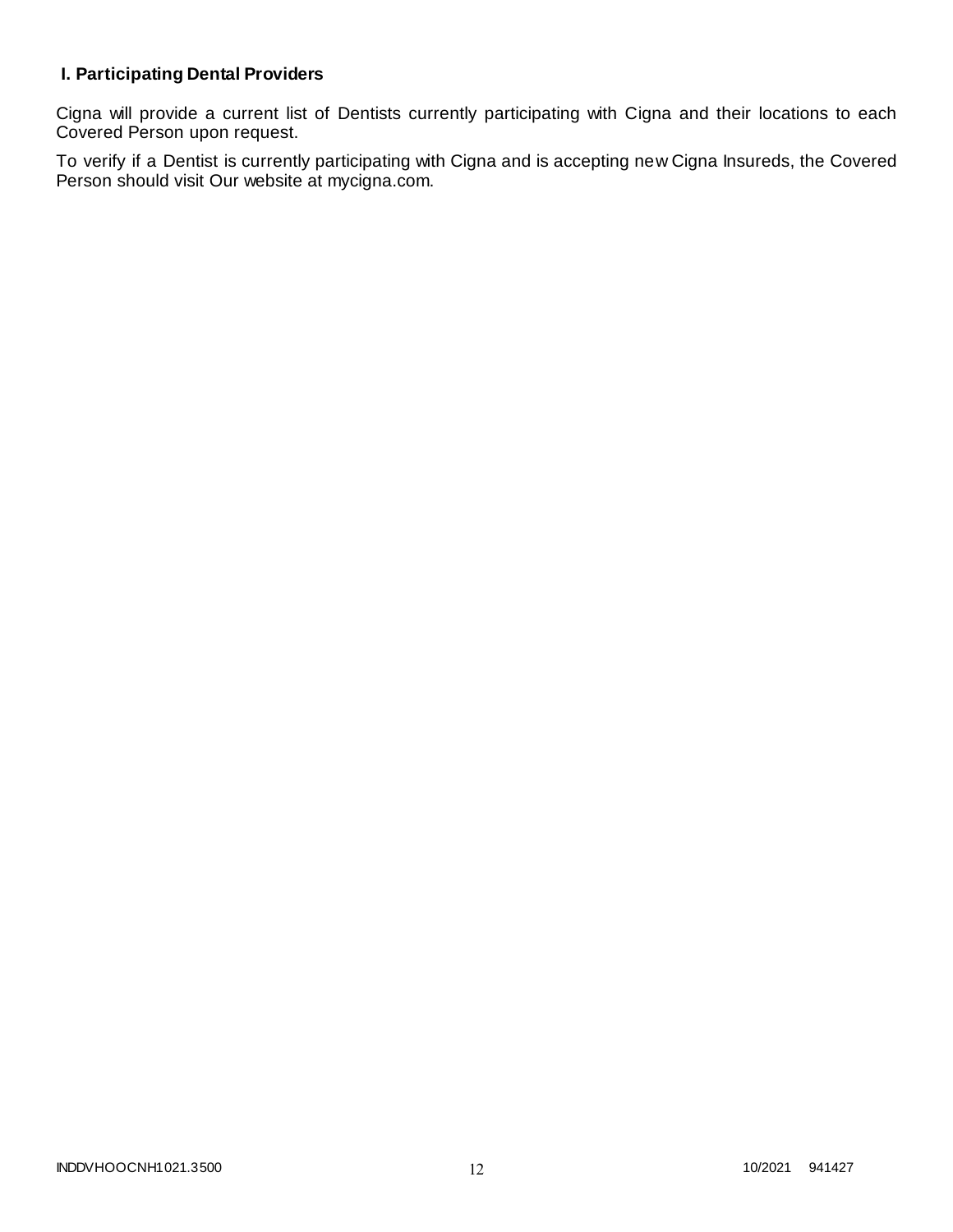### I. Participating Dental Providers

Cigna will provide a current list of Dentists currently participating with Cigna and their locations to each Covered Person upon request.

To verify if a Dentist is currently participating with Cigna and is accepting new Cigna Insureds, the Covered Person should visit Our website at mycigna.com.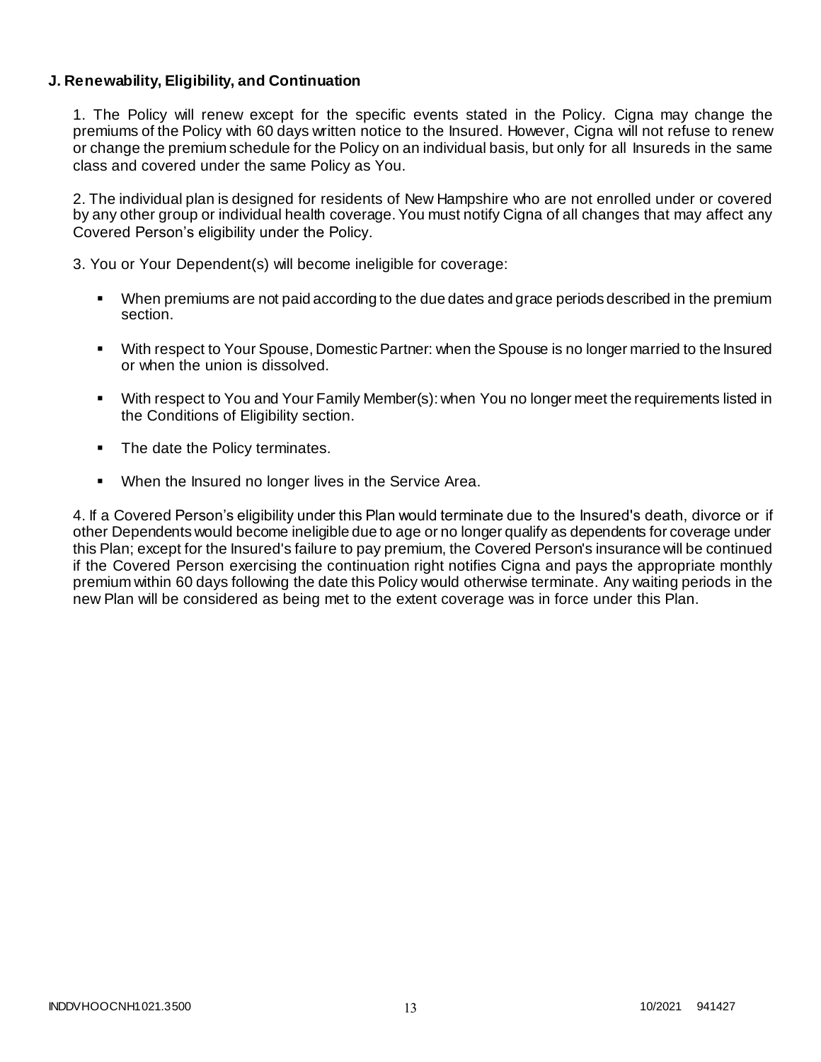**J. Renewability, Eligibility, and Continuation**

1. The Policy will renew except for the specific events stated in the Policy. Cigna may change the premiums of the Policy with 60 days written notice to the Insured. However, Cigna will not refuse to renew or change the premium schedule for the Policy on an individual basis, but only for all Insureds in the same class and covered under the same Policy as You.

2. The individual plan is designed for residents of New Hampshire who are not enrolled under or covered by any other group or individual health coverage. You must notify Cigna of all changes that may affect any Covered Person's eligibility under the Policy.

3. You or Your Dependent(s) will become ineligible for coverage:

- When premiums are not paid according to the due dates and grace periods described in the premium section.
- With respect to Your Spouse, Domestic Partner: when the Spouse is no longer married to the Insured or when the union is dissolved.
- With respect to You and Your Family Member(s): when You no longer meet the requirements listed in the Conditions of Eligibility section.
- The date the Policy terminates.
- When the Insured no longer lives in the Service Area.

4. If a Covered Person's eligibility under this Plan would terminate due to the Insured's death, divorce or if other Dependents would become ineligible due to age or no longer qualify as dependents for coverage under this Plan; except for the Insured's failure to pay premium, the Covered Person's insurance will be continued if the Covered Person exercising the continuation right notifies Cigna and pays the appropriate monthly premium within 60 days following the date this Policy would otherwise terminate. Any waiting periods in the new Plan will be considered as being met to the extent coverage was in force under this Plan.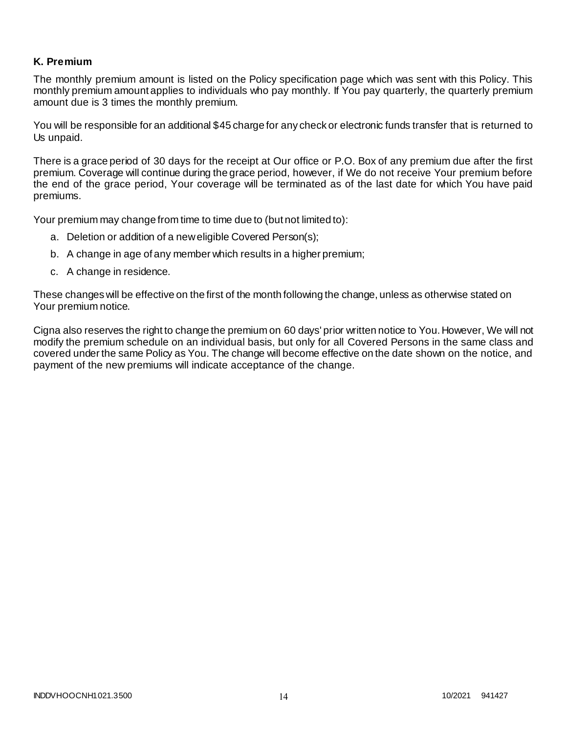**K. Premium**

The monthly premium amount is listed on the Policy specification page which was sent with this Policy. This monthly premium amount applies to individuals who pay monthly. If You pay quarterly, the quarterly premium amount due is 3 times the monthly premium.

You will be responsible for an additional $45 charge for any check or electronic funds transfer that is returned to Us unpaid.

There is a grace period of 30 days for the receipt at Our office or P.O. Box of any premium due after the first premium. Coverage will continue during the grace period, however, if We do not receive Your premium before the end of the grace period, Your coverage will be terminated as of the last date for which You have paid premiums.

Your premium may change from time to time due to (but not limited to):

a. Deletion or addition of a new eligible Covered Person(s);
b. A change in age of any member which results in a higher premium;
c. A change in residence.

These changes will be effective on the first of the month following the change, unless as otherwise stated on Your premium notice.

Cigna also reserves the right to change the premium on 60 days' prior written notice to You. However, We will not modify the premium schedule on an individual basis, but only for all Covered Persons in the same class and covered under the same Policy as You. The change will become effective on the date shown on the notice, and payment of the new premiums will indicate acceptance of the change.